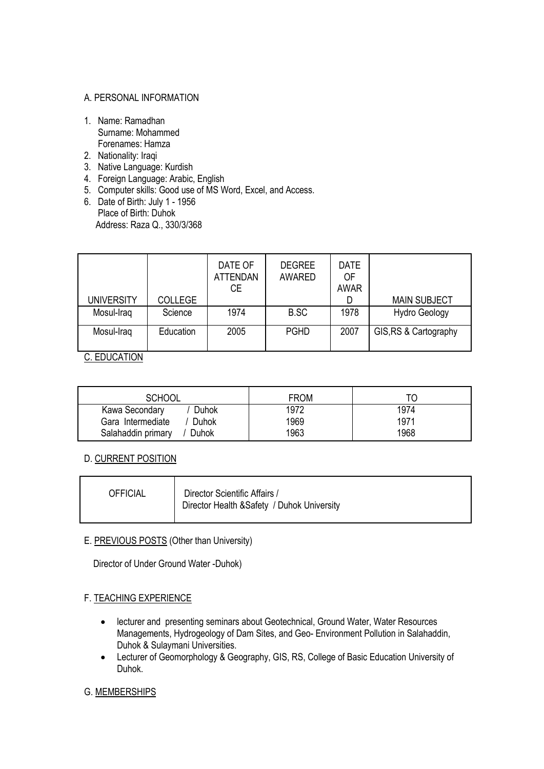A. PERSONAL INFORMATION

1. Name: Ramadhan
   Surname: Mohammed
   Forenames: Hamza
2. Nationality: Iraqi
3. Native Language: Kurdish
4. Foreign Language: Arabic, English
5. Computer skills: Good use of MS Word, Excel, and Access.
6. Date of Birth: July 1 - 1956
   Place of Birth: Duhok
   Address: Raza Q., 330/3/368

| UNIVERSITY | COLLEGE | DATE OF ATTENDANCE | DEGREE AWARED | DATE OF AWARD | MAIN SUBJECT |
|---|---|---|---|---|---|
| Mosul-Iraq | Science | 1974 | B.SC | 1978 | Hydro Geology |
| Mosul-Iraq | Education | 2005 | PGHD | 2007 | GIS,RS & Cartography |

C. EDUCATION

| SCHOOL | FROM | TO |
|---|---|---|
| Kawa Secondary / Duhok | 1972 | 1974 |
| Gara Intermediate / Duhok | 1969 | 1971 |
| Salahaddin primary / Duhok | 1963 | 1968 |

D. CURRENT POSITION

| OFFICIAL | Director Scientific Affairs / Director Health &Safety / Duhok University |
|---|---|

E. PREVIOUS POSTS (Other than University)

Director of Under Ground Water -Duhok)

F. TEACHING EXPERIENCE

- lecturer and presenting seminars about Geotechnical, Ground Water, Water Resources Managements, Hydrogeology of Dam Sites, and Geo- Environment Pollution in Salahaddin, Duhok & Sulaymani Universities.
- Lecturer of Geomorphology & Geography, GIS, RS, College of Basic Education University of Duhok.

G. MEMBERSHIPS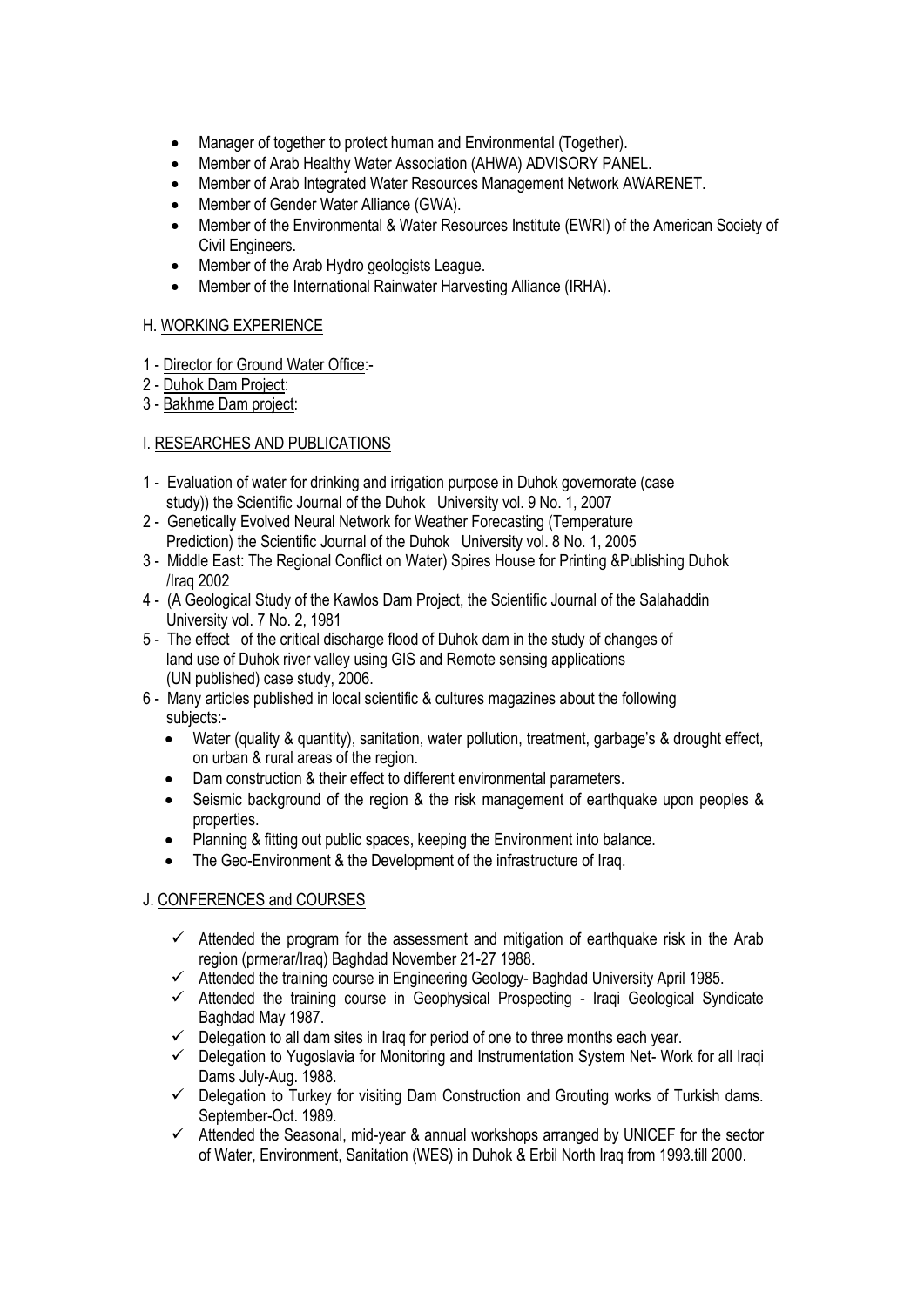- Manager of together to protect human and Environmental (Together).
- Member of Arab Healthy Water Association (AHWA) ADVISORY PANEL.
- Member of Arab Integrated Water Resources Management Network AWARENET.
- Member of Gender Water Alliance (GWA).
- Member of the Environmental & Water Resources Institute (EWRI) of the American Society of Civil Engineers.
- Member of the Arab Hydro geologists League.
- Member of the International Rainwater Harvesting Alliance (IRHA).

## H. WORKING EXPERIENCE

1 - Director for Ground Water Office:-

2 - Duhok Dam Project:

3 - Bakhme Dam project:

## I. RESEARCHES AND PUBLICATIONS

1 - Evaluation of water for drinking and irrigation purpose in Duhok governorate (case study)) the Scientific Journal of the Duhok University vol. 9 No. 1, 2007

2 - Genetically Evolved Neural Network for Weather Forecasting (Temperature Prediction) the Scientific Journal of the Duhok University vol. 8 No. 1, 2005

3 - Middle East: The Regional Conflict on Water) Spires House for Printing &Publishing Duhok /Iraq 2002

4 - (A Geological Study of the Kawlos Dam Project, the Scientific Journal of the Salahaddin University vol. 7 No. 2, 1981

5 - The effect of the critical discharge flood of Duhok dam in the study of changes of land use of Duhok river valley using GIS and Remote sensing applications (UN published) case study, 2006.

6 - Many articles published in local scientific & cultures magazines about the following subjects:-
   - Water (quality & quantity), sanitation, water pollution, treatment, garbage's & drought effect, on urban & rural areas of the region.
   - Dam construction & their effect to different environmental parameters.
   - Seismic background of the region & the risk management of earthquake upon peoples & properties.
   - Planning & fitting out public spaces, keeping the Environment into balance.
   - The Geo-Environment & the Development of the infrastructure of Iraq.

## J. CONFERENCES and COURSES

- ✓ Attended the program for the assessment and mitigation of earthquake risk in the Arab region (prmerar/Iraq) Baghdad November 21-27 1988.
- ✓ Attended the training course in Engineering Geology- Baghdad University April 1985.
- ✓ Attended the training course in Geophysical Prospecting - Iraqi Geological Syndicate Baghdad May 1987.
- ✓ Delegation to all dam sites in Iraq for period of one to three months each year.
- ✓ Delegation to Yugoslavia for Monitoring and Instrumentation System Net- Work for all Iraqi Dams July-Aug. 1988.
- ✓ Delegation to Turkey for visiting Dam Construction and Grouting works of Turkish dams. September-Oct. 1989.
- ✓ Attended the Seasonal, mid-year & annual workshops arranged by UNICEF for the sector of Water, Environment, Sanitation (WES) in Duhok & Erbil North Iraq from 1993.till 2000.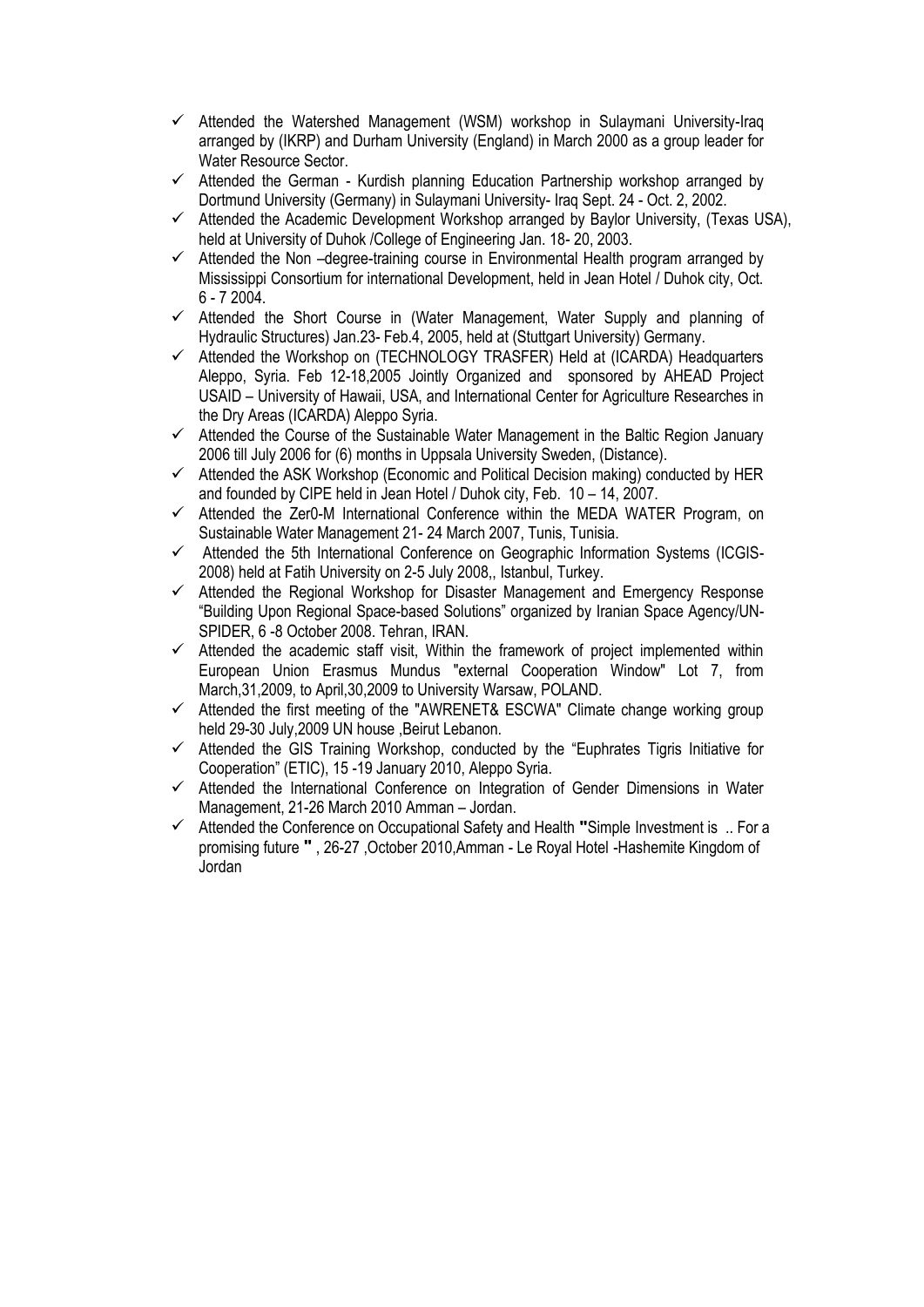- ✓ Attended the Watershed Management (WSM) workshop in Sulaymani University-Iraq arranged by (IKRP) and Durham University (England) in March 2000 as a group leader for Water Resource Sector.
- ✓ Attended the German - Kurdish planning Education Partnership workshop arranged by Dortmund University (Germany) in Sulaymani University- Iraq Sept. 24 - Oct. 2, 2002.
- ✓ Attended the Academic Development Workshop arranged by Baylor University, (Texas USA), held at University of Duhok /College of Engineering Jan. 18- 20, 2003.
- ✓ Attended the Non –degree-training course in Environmental Health program arranged by Mississippi Consortium for international Development, held in Jean Hotel / Duhok city, Oct. 6 - 7 2004.
- ✓ Attended the Short Course in (Water Management, Water Supply and planning of Hydraulic Structures) Jan.23- Feb.4, 2005, held at (Stuttgart University) Germany.
- ✓ Attended the Workshop on (TECHNOLOGY TRASFER) Held at (ICARDA) Headquarters Aleppo, Syria. Feb 12-18,2005 Jointly Organized and sponsored by AHEAD Project USAID – University of Hawaii, USA, and International Center for Agriculture Researches in the Dry Areas (ICARDA) Aleppo Syria.
- ✓ Attended the Course of the Sustainable Water Management in the Baltic Region January 2006 till July 2006 for (6) months in Uppsala University Sweden, (Distance).
- ✓ Attended the ASK Workshop (Economic and Political Decision making) conducted by HER and founded by CIPE held in Jean Hotel / Duhok city, Feb. 10 – 14, 2007.
- ✓ Attended the Zer0-M International Conference within the MEDA WATER Program, on Sustainable Water Management 21- 24 March 2007, Tunis, Tunisia.
- ✓ Attended the 5th International Conference on Geographic Information Systems (ICGIS-2008) held at Fatih University on 2-5 July 2008,, Istanbul, Turkey.
- ✓ Attended the Regional Workshop for Disaster Management and Emergency Response "Building Upon Regional Space-based Solutions" organized by Iranian Space Agency/UN-SPIDER, 6 -8 October 2008. Tehran, IRAN.
- ✓ Attended the academic staff visit, Within the framework of project implemented within European Union Erasmus Mundus "external Cooperation Window" Lot 7, from March,31,2009, to April,30,2009 to University Warsaw, POLAND.
- ✓ Attended the first meeting of the "AWRENET& ESCWA" Climate change working group held 29-30 July,2009 UN house ,Beirut Lebanon.
- ✓ Attended the GIS Training Workshop, conducted by the "Euphrates Tigris Initiative for Cooperation" (ETIC), 15 -19 January 2010, Aleppo Syria.
- ✓ Attended the International Conference on Integration of Gender Dimensions in Water Management, 21-26 March 2010 Amman – Jordan.
- ✓ Attended the Conference on Occupational Safety and Health **"**Simple Investment is .. For a promising future **"** , 26-27 ,October 2010,Amman - Le Royal Hotel -Hashemite Kingdom of Jordan